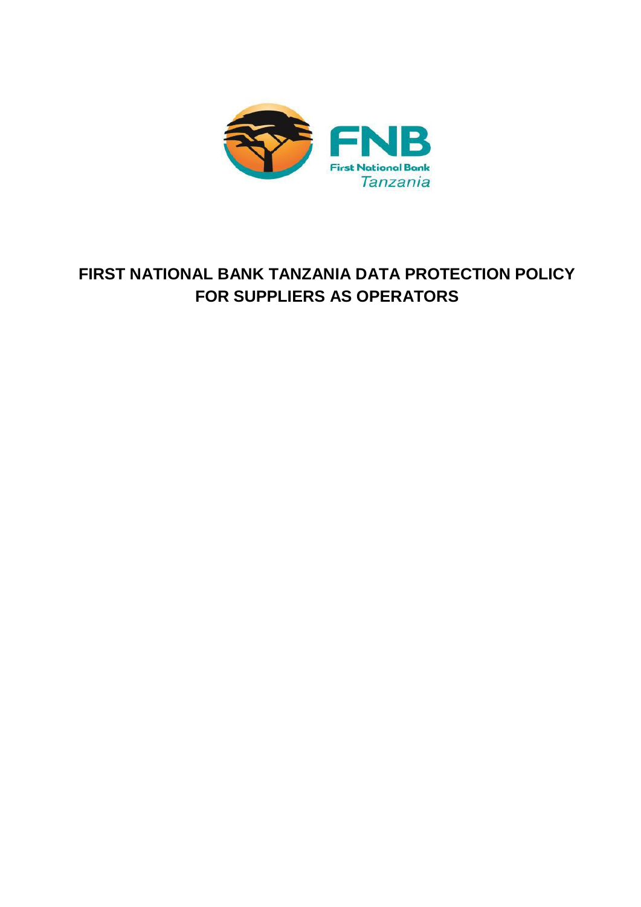# FIRST NATIONAL BANK TANZANIA DATA PROTECTION POLICY FOR SUPPLIERS AS OPERATORS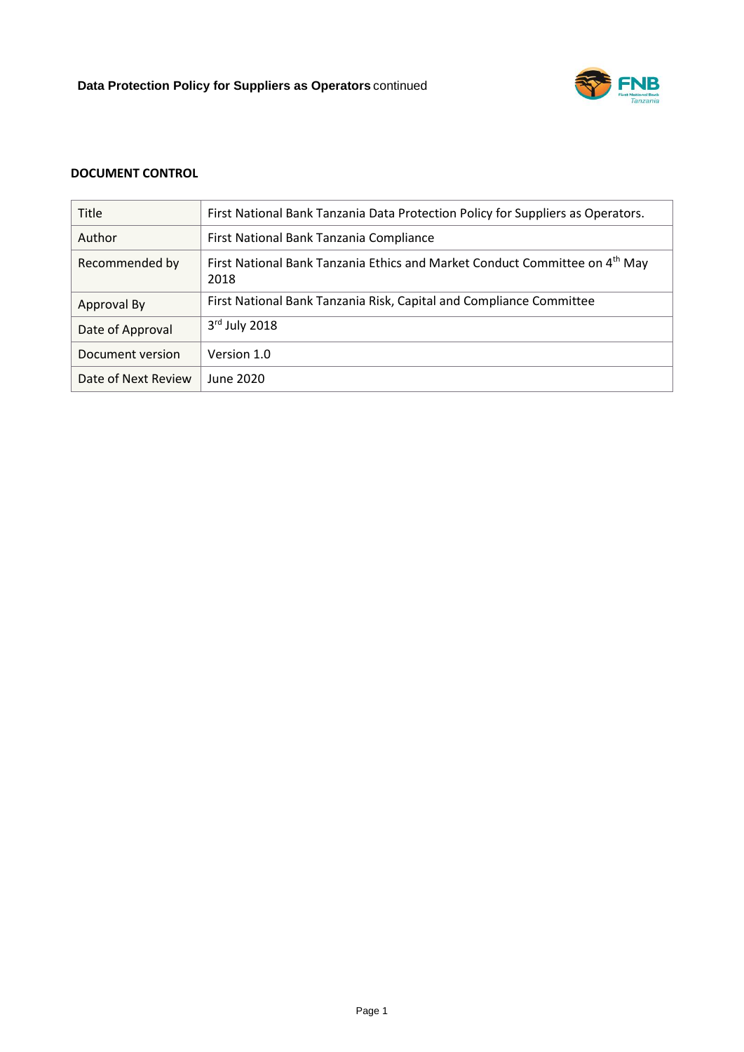**DOCUMENT CONTROL**

| Title | First National Bank Tanzania Data Protection Policy for Suppliers as Operators. |
|---|---|
| Author | First National Bank Tanzania Compliance |
| Recommended by | First National Bank Tanzania Ethics and Market Conduct Committee on 4th May 2018 |
| Approval By | First National Bank Tanzania Risk, Capital and Compliance Committee |
| Date of Approval | 3rd July 2018 |
| Document version | Version 1.0 |
| Date of Next Review | June 2020 |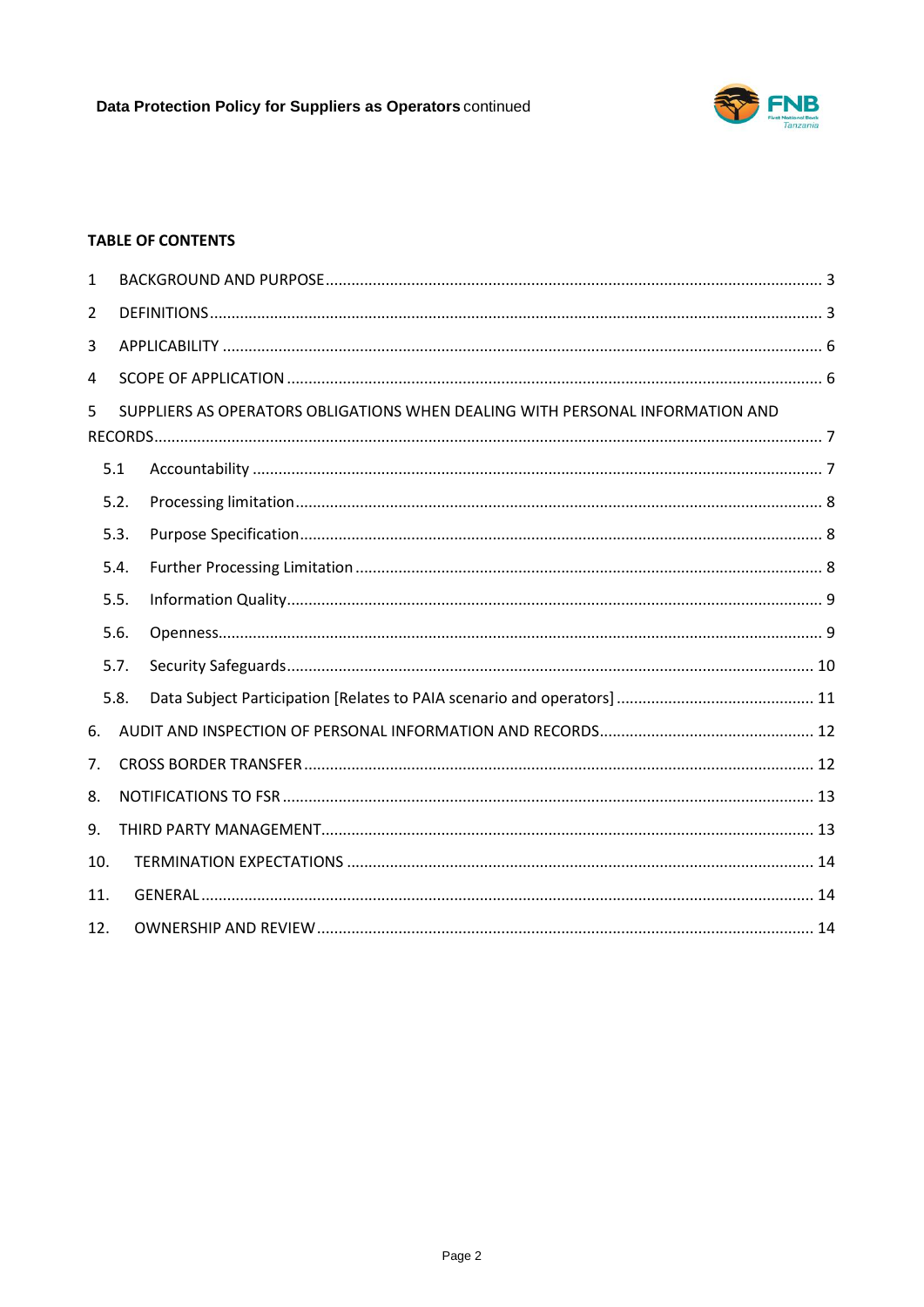**TABLE OF CONTENTS**

1 BACKGROUND AND PURPOSE ........................................................................................................ 3

2 DEFINITIONS ...................................................................................................................................... 3

3 APPLICABILITY .................................................................................................................................. 6

4 SCOPE OF APPLICATION .................................................................................................................. 6

5 SUPPLIERS AS OPERATORS OBLIGATIONS WHEN DEALING WITH PERSONAL INFORMATION AND RECORDS ................................................................................................................................................. 7

- 5.1 Accountability ................................................................................................................................ 7
- 5.2. Processing limitation ..................................................................................................................... 8
- 5.3. Purpose Specification .................................................................................................................... 8
- 5.4. Further Processing Limitation ........................................................................................................ 8
- 5.5. Information Quality ........................................................................................................................ 9
- 5.6. Openness ....................................................................................................................................... 9
- 5.7. Security Safeguards ..................................................................................................................... 10
- 5.8. Data Subject Participation [Relates to PAIA scenario and operators] ........................................... 11

6. AUDIT AND INSPECTION OF PERSONAL INFORMATION AND RECORDS ............................................ 12

7. CROSS BORDER TRANSFER ................................................................................................................ 12

8. NOTIFICATIONS TO FSR ..................................................................................................................... 13

9. THIRD PARTY MANAGEMENT ............................................................................................................ 13

10. TERMINATION EXPECTATIONS ....................................................................................................... 14

11. GENERAL .......................................................................................................................................... 14

12. OWNERSHIP AND REVIEW ............................................................................................................... 14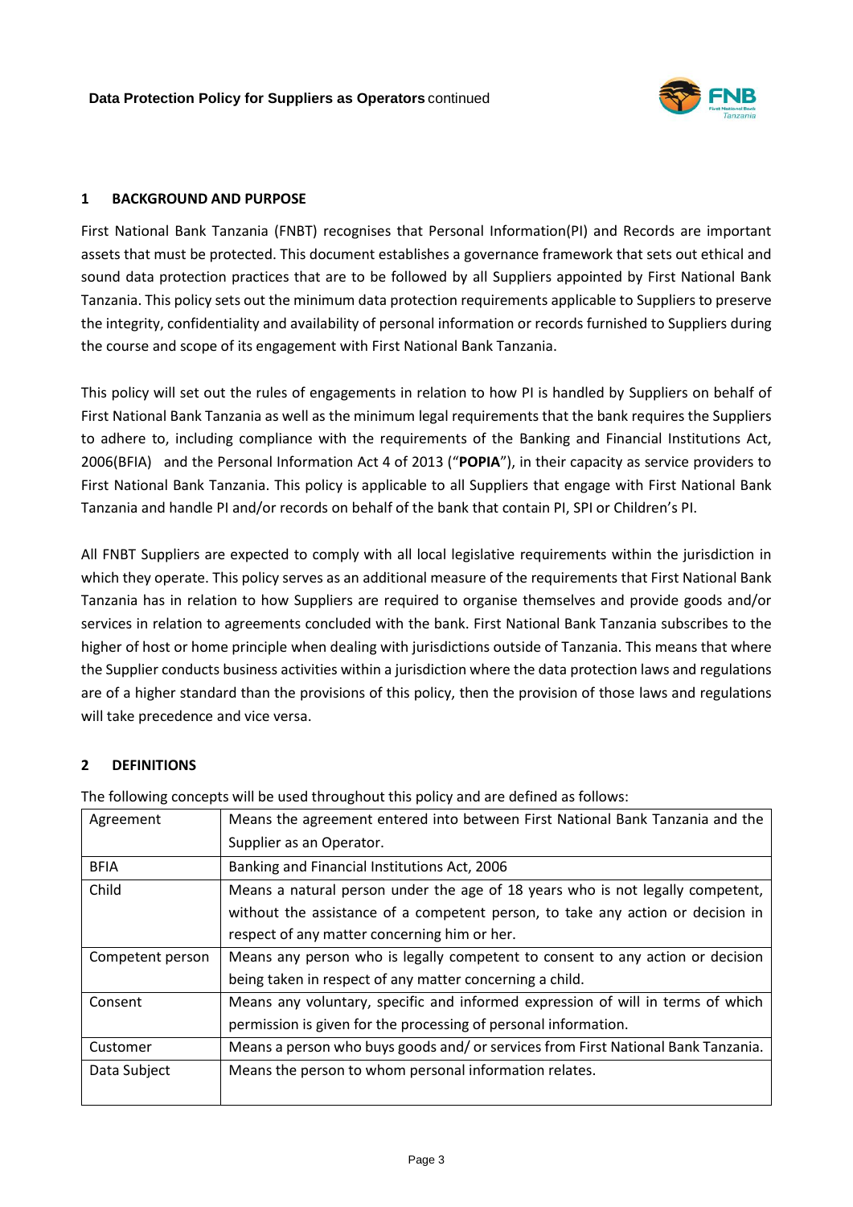## 1 BACKGROUND AND PURPOSE

First National Bank Tanzania (FNBT) recognises that Personal Information(PI) and Records are important assets that must be protected. This document establishes a governance framework that sets out ethical and sound data protection practices that are to be followed by all Suppliers appointed by First National Bank Tanzania. This policy sets out the minimum data protection requirements applicable to Suppliers to preserve the integrity, confidentiality and availability of personal information or records furnished to Suppliers during the course and scope of its engagement with First National Bank Tanzania.

This policy will set out the rules of engagements in relation to how PI is handled by Suppliers on behalf of First National Bank Tanzania as well as the minimum legal requirements that the bank requires the Suppliers to adhere to, including compliance with the requirements of the Banking and Financial Institutions Act, 2006(BFIA) and the Personal Information Act 4 of 2013 ("**POPIA**"), in their capacity as service providers to First National Bank Tanzania. This policy is applicable to all Suppliers that engage with First National Bank Tanzania and handle PI and/or records on behalf of the bank that contain PI, SPI or Children's PI.

All FNBT Suppliers are expected to comply with all local legislative requirements within the jurisdiction in which they operate. This policy serves as an additional measure of the requirements that First National Bank Tanzania has in relation to how Suppliers are required to organise themselves and provide goods and/or services in relation to agreements concluded with the bank. First National Bank Tanzania subscribes to the higher of host or home principle when dealing with jurisdictions outside of Tanzania. This means that where the Supplier conducts business activities within a jurisdiction where the data protection laws and regulations are of a higher standard than the provisions of this policy, then the provision of those laws and regulations will take precedence and vice versa.

## 2 DEFINITIONS

The following concepts will be used throughout this policy and are defined as follows:

| Term | Definition |
|---|---|
| Agreement | Means the agreement entered into between First National Bank Tanzania and the Supplier as an Operator. |
| BFIA | Banking and Financial Institutions Act, 2006 |
| Child | Means a natural person under the age of 18 years who is not legally competent, without the assistance of a competent person, to take any action or decision in respect of any matter concerning him or her. |
| Competent person | Means any person who is legally competent to consent to any action or decision being taken in respect of any matter concerning a child. |
| Consent | Means any voluntary, specific and informed expression of will in terms of which permission is given for the processing of personal information. |
| Customer | Means a person who buys goods and/ or services from First National Bank Tanzania. |
| Data Subject | Means the person to whom personal information relates. |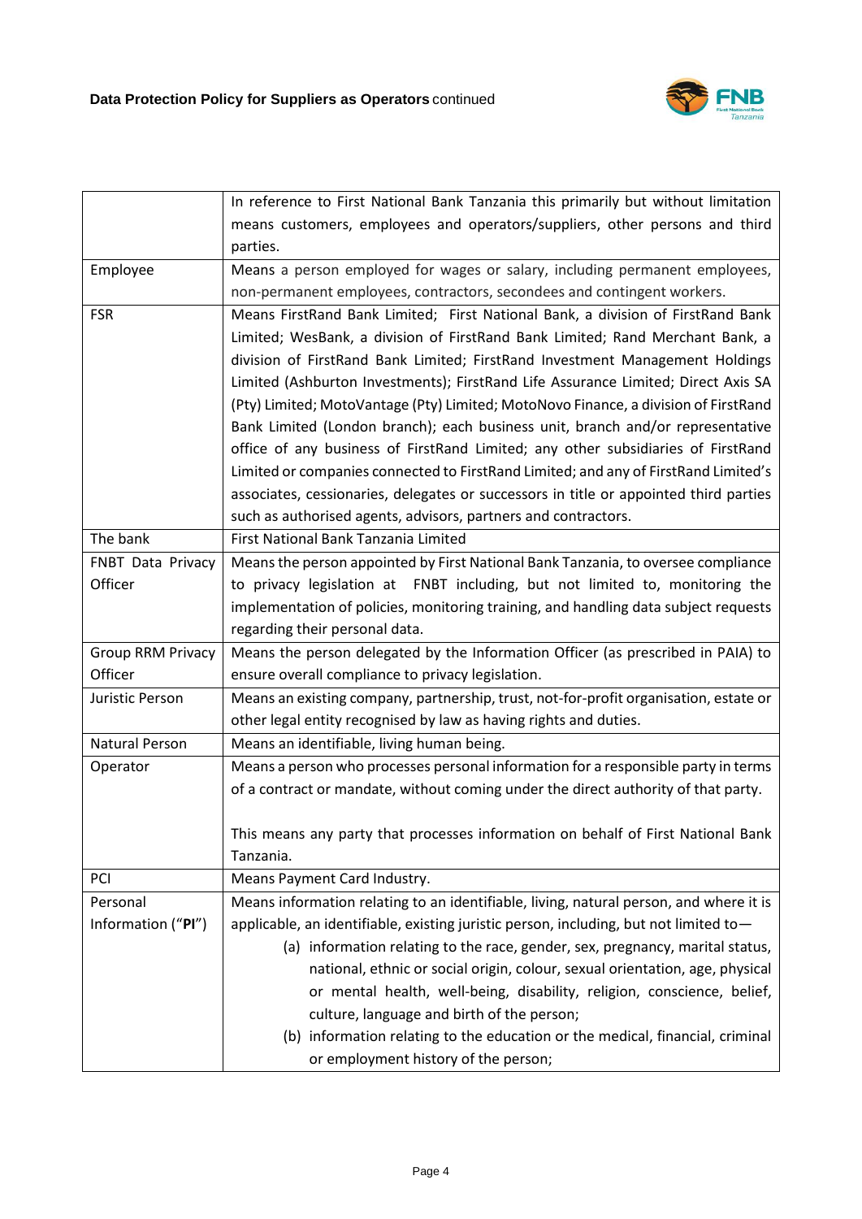|  |  |
|---|---|
|  | In reference to First National Bank Tanzania this primarily but without limitation means customers, employees and operators/suppliers, other persons and third parties. |
| Employee | Means a person employed for wages or salary, including permanent employees, non-permanent employees, contractors, secondees and contingent workers. |
| FSR | Means FirstRand Bank Limited; First National Bank, a division of FirstRand Bank Limited; WesBank, a division of FirstRand Bank Limited; Rand Merchant Bank, a division of FirstRand Bank Limited; FirstRand Investment Management Holdings Limited (Ashburton Investments); FirstRand Life Assurance Limited; Direct Axis SA (Pty) Limited; MotoVantage (Pty) Limited; MotoNovo Finance, a division of FirstRand Bank Limited (London branch); each business unit, branch and/or representative office of any business of FirstRand Limited; any other subsidiaries of FirstRand Limited or companies connected to FirstRand Limited; and any of FirstRand Limited's associates, cessionaries, delegates or successors in title or appointed third parties such as authorised agents, advisors, partners and contractors. |
| The bank | First National Bank Tanzania Limited |
| FNBT Data Privacy Officer | Means the person appointed by First National Bank Tanzania, to oversee compliance to privacy legislation at FNBT including, but not limited to, monitoring the implementation of policies, monitoring training, and handling data subject requests regarding their personal data. |
| Group RRM Privacy Officer | Means the person delegated by the Information Officer (as prescribed in PAIA) to ensure overall compliance to privacy legislation. |
| Juristic Person | Means an existing company, partnership, trust, not-for-profit organisation, estate or other legal entity recognised by law as having rights and duties. |
| Natural Person | Means an identifiable, living human being. |
| Operator | Means a person who processes personal information for a responsible party in terms of a contract or mandate, without coming under the direct authority of that party.<br><br>This means any party that processes information on behalf of First National Bank Tanzania. |
| PCI | Means Payment Card Industry. |
| Personal Information ("**PI**") | Means information relating to an identifiable, living, natural person, and where it is applicable, an identifiable, existing juristic person, including, but not limited to—<br>(a) information relating to the race, gender, sex, pregnancy, marital status, national, ethnic or social origin, colour, sexual orientation, age, physical or mental health, well-being, disability, religion, conscience, belief, culture, language and birth of the person;<br>(b) information relating to the education or the medical, financial, criminal or employment history of the person; |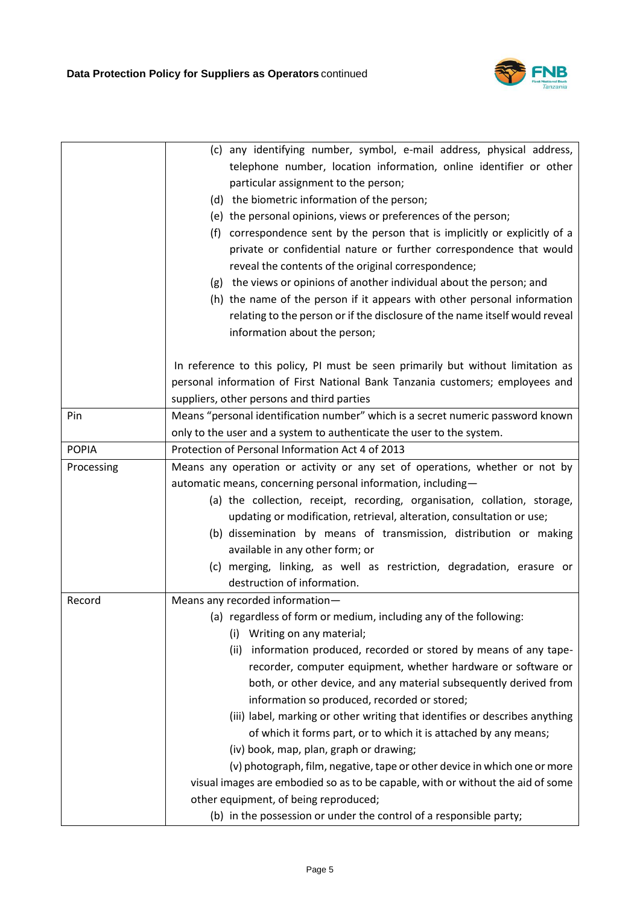| | |
|---|---|
| | (c) any identifying number, symbol, e-mail address, physical address, telephone number, location information, online identifier or other particular assignment to the person;<br>(d) the biometric information of the person;<br>(e) the personal opinions, views or preferences of the person;<br>(f) correspondence sent by the person that is implicitly or explicitly of a private or confidential nature or further correspondence that would reveal the contents of the original correspondence;<br>(g) the views or opinions of another individual about the person; and<br>(h) the name of the person if it appears with other personal information relating to the person or if the disclosure of the name itself would reveal information about the person;<br><br>In reference to this policy, PI must be seen primarily but without limitation as personal information of First National Bank Tanzania customers; employees and suppliers, other persons and third parties |
| Pin | Means "personal identification number" which is a secret numeric password known only to the user and a system to authenticate the user to the system. |
| POPIA | Protection of Personal Information Act 4 of 2013 |
| Processing | Means any operation or activity or any set of operations, whether or not by automatic means, concerning personal information, including—<br>(a) the collection, receipt, recording, organisation, collation, storage, updating or modification, retrieval, alteration, consultation or use;<br>(b) dissemination by means of transmission, distribution or making available in any other form; or<br>(c) merging, linking, as well as restriction, degradation, erasure or destruction of information. |
| Record | Means any recorded information—<br>(a) regardless of form or medium, including any of the following:<br>(i) Writing on any material;<br>(ii) information produced, recorded or stored by means of any tape-recorder, computer equipment, whether hardware or software or both, or other device, and any material subsequently derived from information so produced, recorded or stored;<br>(iii) label, marking or other writing that identifies or describes anything of which it forms part, or to which it is attached by any means;<br>(iv) book, map, plan, graph or drawing;<br>(v) photograph, film, negative, tape or other device in which one or more visual images are embodied so as to be capable, with or without the aid of some other equipment, of being reproduced;<br>(b) in the possession or under the control of a responsible party; |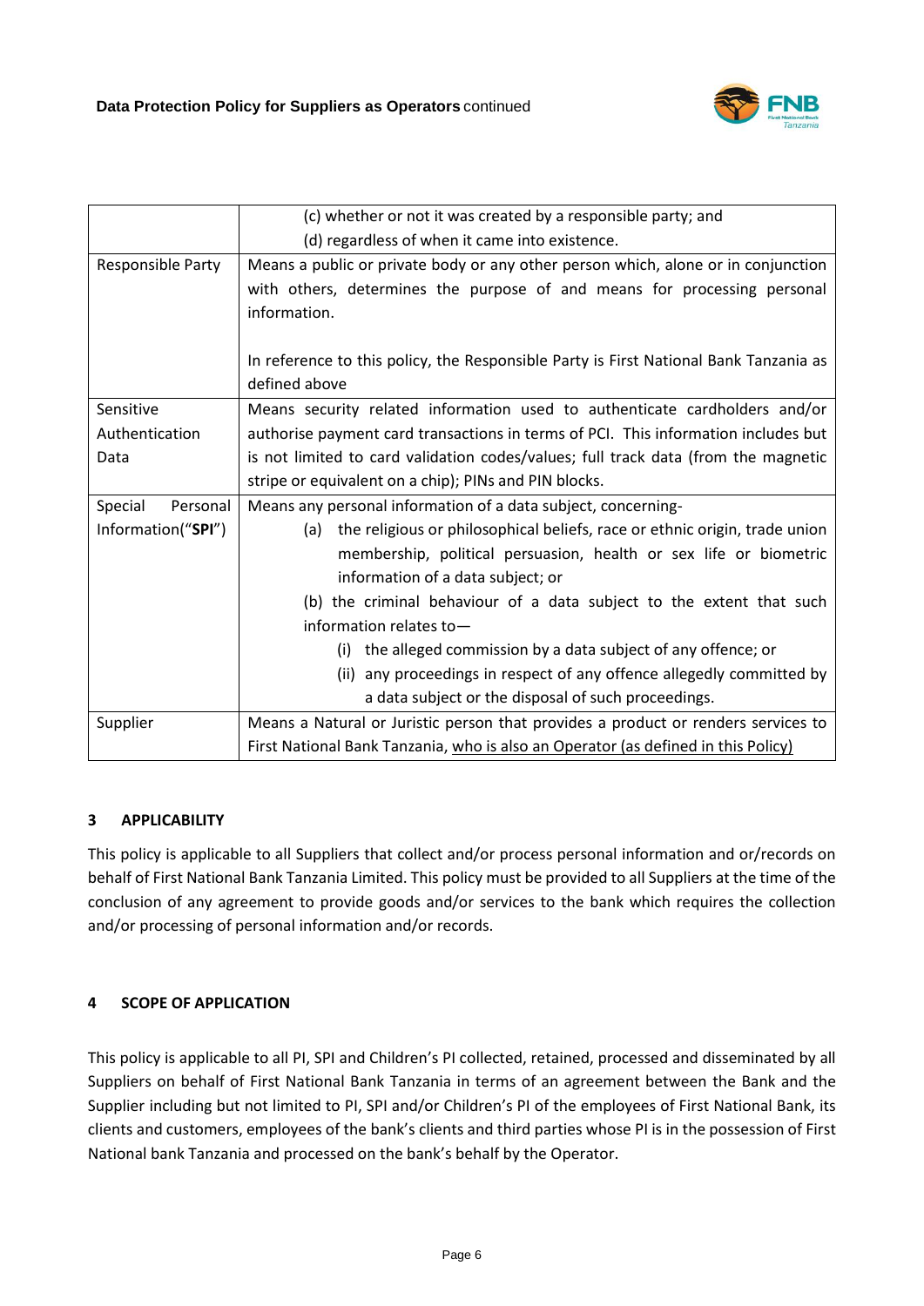| | |
|---|---|
| | (c) whether or not it was created by a responsible party; and<br>(d) regardless of when it came into existence. |
| Responsible Party | Means a public or private body or any other person which, alone or in conjunction with others, determines the purpose of and means for processing personal information.<br><br>In reference to this policy, the Responsible Party is First National Bank Tanzania as defined above |
| Sensitive Authentication Data | Means security related information used to authenticate cardholders and/or authorise payment card transactions in terms of PCI. This information includes but is not limited to card validation codes/values; full track data (from the magnetic stripe or equivalent on a chip); PINs and PIN blocks. |
| Special Personal Information("**SPI**") | Means any personal information of a data subject, concerning-<br>(a) the religious or philosophical beliefs, race or ethnic origin, trade union membership, political persuasion, health or sex life or biometric information of a data subject; or<br>(b) the criminal behaviour of a data subject to the extent that such information relates to—<br>(i) the alleged commission by a data subject of any offence; or<br>(ii) any proceedings in respect of any offence allegedly committed by a data subject or the disposal of such proceedings. |
| Supplier | Means a Natural or Juristic person that provides a product or renders services to First National Bank Tanzania, <u>who is also an Operator (as defined in this Policy)</u> |

## 3 APPLICABILITY

This policy is applicable to all Suppliers that collect and/or process personal information and or/records on behalf of First National Bank Tanzania Limited. This policy must be provided to all Suppliers at the time of the conclusion of any agreement to provide goods and/or services to the bank which requires the collection and/or processing of personal information and/or records.

## 4 SCOPE OF APPLICATION

This policy is applicable to all PI, SPI and Children's PI collected, retained, processed and disseminated by all Suppliers on behalf of First National Bank Tanzania in terms of an agreement between the Bank and the Supplier including but not limited to PI, SPI and/or Children's PI of the employees of First National Bank, its clients and customers, employees of the bank's clients and third parties whose PI is in the possession of First National bank Tanzania and processed on the bank's behalf by the Operator.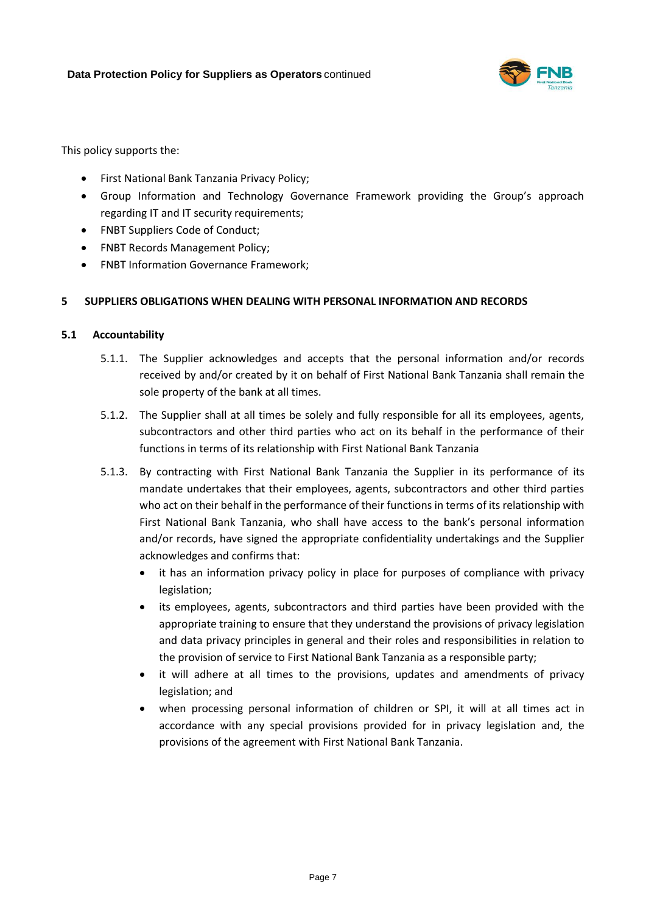This policy supports the:

- First National Bank Tanzania Privacy Policy;
- Group Information and Technology Governance Framework providing the Group's approach regarding IT and IT security requirements;
- FNBT Suppliers Code of Conduct;
- FNBT Records Management Policy;
- FNBT Information Governance Framework;

## 5 SUPPLIERS OBLIGATIONS WHEN DEALING WITH PERSONAL INFORMATION AND RECORDS

### 5.1 Accountability

5.1.1. The Supplier acknowledges and accepts that the personal information and/or records received by and/or created by it on behalf of First National Bank Tanzania shall remain the sole property of the bank at all times.

5.1.2. The Supplier shall at all times be solely and fully responsible for all its employees, agents, subcontractors and other third parties who act on its behalf in the performance of their functions in terms of its relationship with First National Bank Tanzania

5.1.3. By contracting with First National Bank Tanzania the Supplier in its performance of its mandate undertakes that their employees, agents, subcontractors and other third parties who act on their behalf in the performance of their functions in terms of its relationship with First National Bank Tanzania, who shall have access to the bank's personal information and/or records, have signed the appropriate confidentiality undertakings and the Supplier acknowledges and confirms that:

- it has an information privacy policy in place for purposes of compliance with privacy legislation;
- its employees, agents, subcontractors and third parties have been provided with the appropriate training to ensure that they understand the provisions of privacy legislation and data privacy principles in general and their roles and responsibilities in relation to the provision of service to First National Bank Tanzania as a responsible party;
- it will adhere at all times to the provisions, updates and amendments of privacy legislation; and
- when processing personal information of children or SPI, it will at all times act in accordance with any special provisions provided for in privacy legislation and, the provisions of the agreement with First National Bank Tanzania.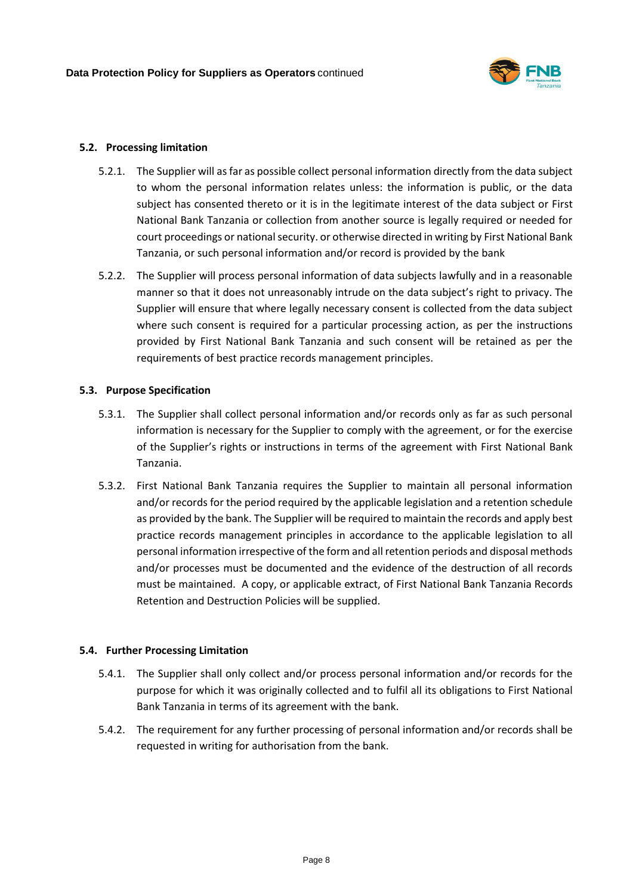### 5.2. Processing limitation

5.2.1. The Supplier will as far as possible collect personal information directly from the data subject to whom the personal information relates unless: the information is public, or the data subject has consented thereto or it is in the legitimate interest of the data subject or First National Bank Tanzania or collection from another source is legally required or needed for court proceedings or national security. or otherwise directed in writing by First National Bank Tanzania, or such personal information and/or record is provided by the bank

5.2.2. The Supplier will process personal information of data subjects lawfully and in a reasonable manner so that it does not unreasonably intrude on the data subject's right to privacy. The Supplier will ensure that where legally necessary consent is collected from the data subject where such consent is required for a particular processing action, as per the instructions provided by First National Bank Tanzania and such consent will be retained as per the requirements of best practice records management principles.

### 5.3. Purpose Specification

5.3.1. The Supplier shall collect personal information and/or records only as far as such personal information is necessary for the Supplier to comply with the agreement, or for the exercise of the Supplier's rights or instructions in terms of the agreement with First National Bank Tanzania.

5.3.2. First National Bank Tanzania requires the Supplier to maintain all personal information and/or records for the period required by the applicable legislation and a retention schedule as provided by the bank. The Supplier will be required to maintain the records and apply best practice records management principles in accordance to the applicable legislation to all personal information irrespective of the form and all retention periods and disposal methods and/or processes must be documented and the evidence of the destruction of all records must be maintained. A copy, or applicable extract, of First National Bank Tanzania Records Retention and Destruction Policies will be supplied.

### 5.4. Further Processing Limitation

5.4.1. The Supplier shall only collect and/or process personal information and/or records for the purpose for which it was originally collected and to fulfil all its obligations to First National Bank Tanzania in terms of its agreement with the bank.

5.4.2. The requirement for any further processing of personal information and/or records shall be requested in writing for authorisation from the bank.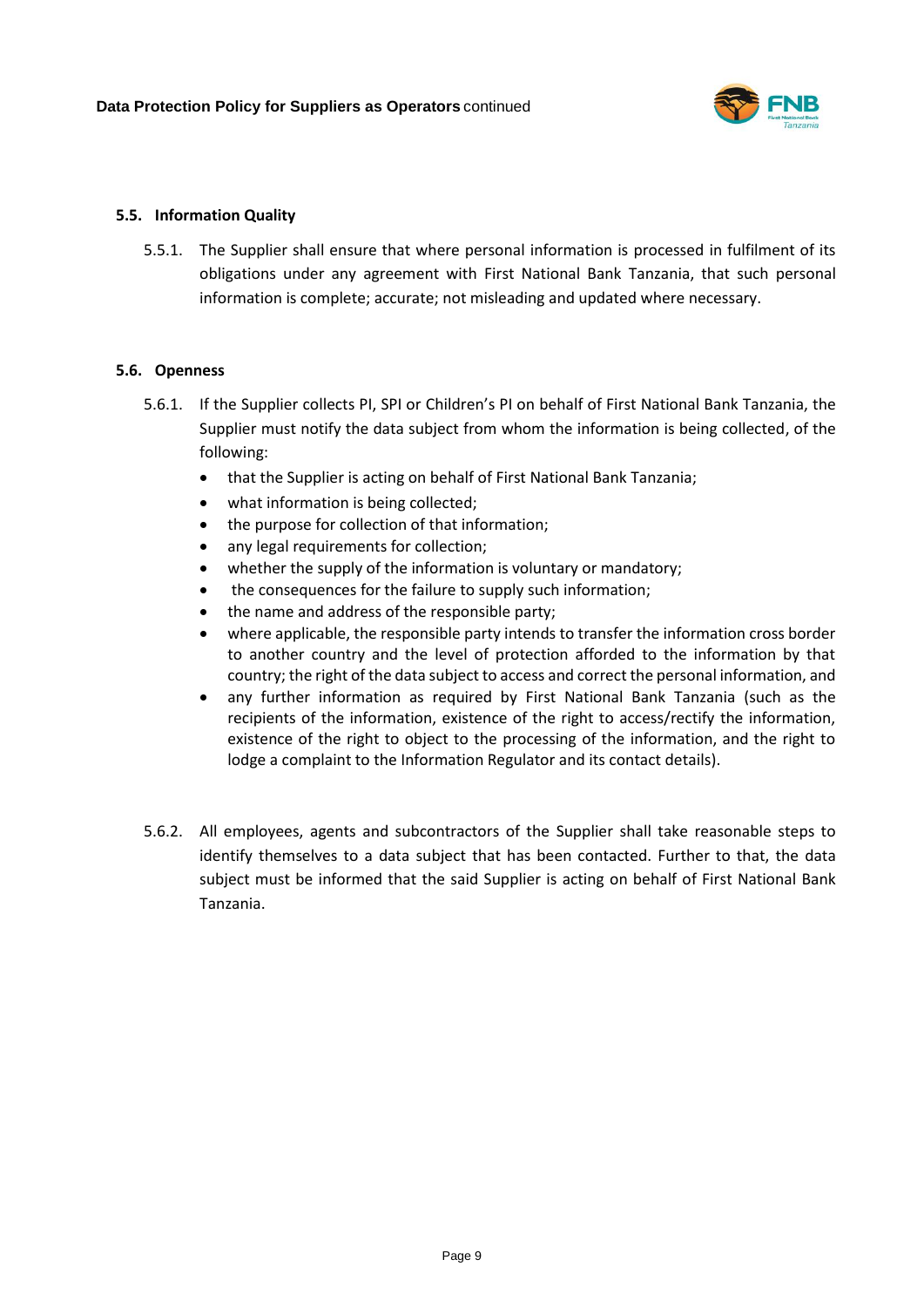### 5.5. Information Quality

5.5.1. The Supplier shall ensure that where personal information is processed in fulfilment of its obligations under any agreement with First National Bank Tanzania, that such personal information is complete; accurate; not misleading and updated where necessary.

### 5.6. Openness

5.6.1. If the Supplier collects PI, SPI or Children's PI on behalf of First National Bank Tanzania, the Supplier must notify the data subject from whom the information is being collected, of the following:

- that the Supplier is acting on behalf of First National Bank Tanzania;
- what information is being collected;
- the purpose for collection of that information;
- any legal requirements for collection;
- whether the supply of the information is voluntary or mandatory;
- the consequences for the failure to supply such information;
- the name and address of the responsible party;
- where applicable, the responsible party intends to transfer the information cross border to another country and the level of protection afforded to the information by that country; the right of the data subject to access and correct the personal information, and
- any further information as required by First National Bank Tanzania (such as the recipients of the information, existence of the right to access/rectify the information, existence of the right to object to the processing of the information, and the right to lodge a complaint to the Information Regulator and its contact details).

5.6.2. All employees, agents and subcontractors of the Supplier shall take reasonable steps to identify themselves to a data subject that has been contacted. Further to that, the data subject must be informed that the said Supplier is acting on behalf of First National Bank Tanzania.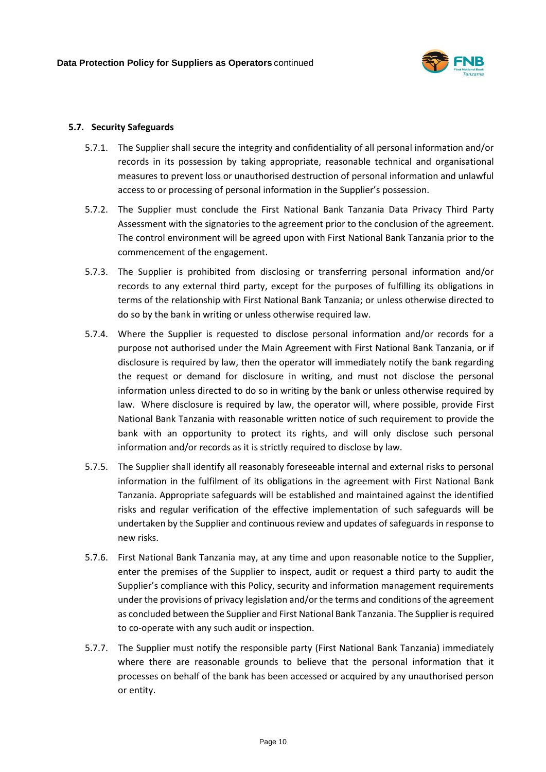#### 5.7. Security Safeguards

5.7.1. The Supplier shall secure the integrity and confidentiality of all personal information and/or records in its possession by taking appropriate, reasonable technical and organisational measures to prevent loss or unauthorised destruction of personal information and unlawful access to or processing of personal information in the Supplier's possession.

5.7.2. The Supplier must conclude the First National Bank Tanzania Data Privacy Third Party Assessment with the signatories to the agreement prior to the conclusion of the agreement. The control environment will be agreed upon with First National Bank Tanzania prior to the commencement of the engagement.

5.7.3. The Supplier is prohibited from disclosing or transferring personal information and/or records to any external third party, except for the purposes of fulfilling its obligations in terms of the relationship with First National Bank Tanzania; or unless otherwise directed to do so by the bank in writing or unless otherwise required law.

5.7.4. Where the Supplier is requested to disclose personal information and/or records for a purpose not authorised under the Main Agreement with First National Bank Tanzania, or if disclosure is required by law, then the operator will immediately notify the bank regarding the request or demand for disclosure in writing, and must not disclose the personal information unless directed to do so in writing by the bank or unless otherwise required by law. Where disclosure is required by law, the operator will, where possible, provide First National Bank Tanzania with reasonable written notice of such requirement to provide the bank with an opportunity to protect its rights, and will only disclose such personal information and/or records as it is strictly required to disclose by law.

5.7.5. The Supplier shall identify all reasonably foreseeable internal and external risks to personal information in the fulfilment of its obligations in the agreement with First National Bank Tanzania. Appropriate safeguards will be established and maintained against the identified risks and regular verification of the effective implementation of such safeguards will be undertaken by the Supplier and continuous review and updates of safeguards in response to new risks.

5.7.6. First National Bank Tanzania may, at any time and upon reasonable notice to the Supplier, enter the premises of the Supplier to inspect, audit or request a third party to audit the Supplier's compliance with this Policy, security and information management requirements under the provisions of privacy legislation and/or the terms and conditions of the agreement as concluded between the Supplier and First National Bank Tanzania. The Supplier is required to co-operate with any such audit or inspection.

5.7.7. The Supplier must notify the responsible party (First National Bank Tanzania) immediately where there are reasonable grounds to believe that the personal information that it processes on behalf of the bank has been accessed or acquired by any unauthorised person or entity.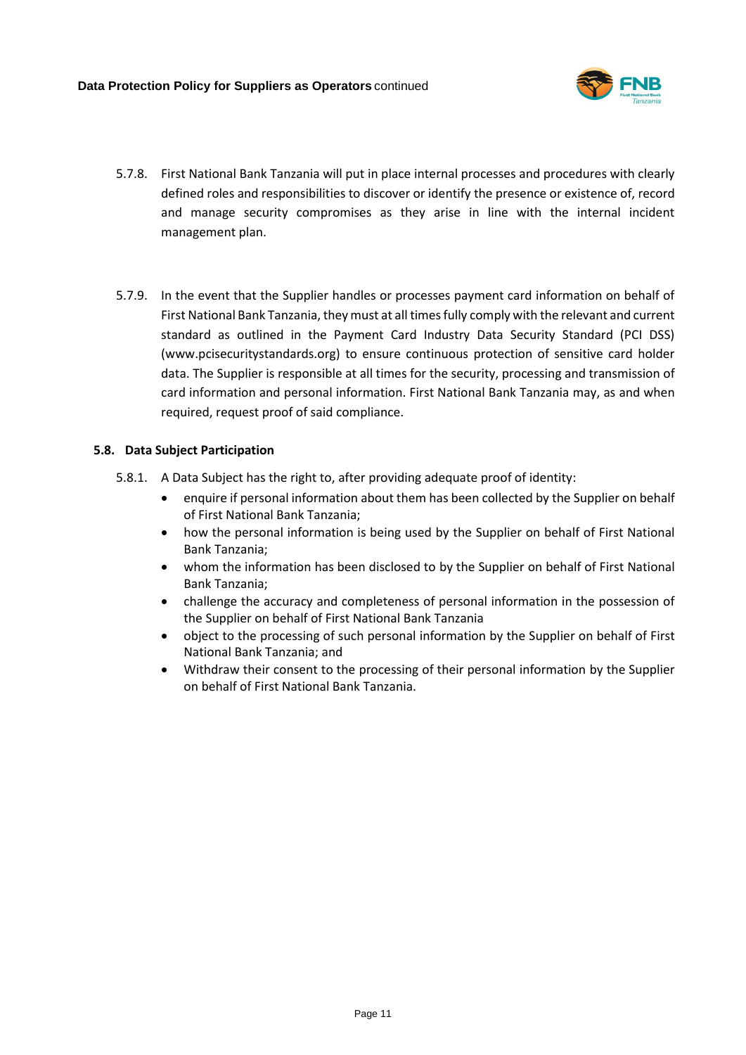5.7.8. First National Bank Tanzania will put in place internal processes and procedures with clearly defined roles and responsibilities to discover or identify the presence or existence of, record and manage security compromises as they arise in line with the internal incident management plan.

5.7.9. In the event that the Supplier handles or processes payment card information on behalf of First National Bank Tanzania, they must at all times fully comply with the relevant and current standard as outlined in the Payment Card Industry Data Security Standard (PCI DSS) (www.pcisecuritystandards.org) to ensure continuous protection of sensitive card holder data. The Supplier is responsible at all times for the security, processing and transmission of card information and personal information. First National Bank Tanzania may, as and when required, request proof of said compliance.

### 5.8. Data Subject Participation

5.8.1. A Data Subject has the right to, after providing adequate proof of identity:

- enquire if personal information about them has been collected by the Supplier on behalf of First National Bank Tanzania;
- how the personal information is being used by the Supplier on behalf of First National Bank Tanzania;
- whom the information has been disclosed to by the Supplier on behalf of First National Bank Tanzania;
- challenge the accuracy and completeness of personal information in the possession of the Supplier on behalf of First National Bank Tanzania
- object to the processing of such personal information by the Supplier on behalf of First National Bank Tanzania; and
- Withdraw their consent to the processing of their personal information by the Supplier on behalf of First National Bank Tanzania.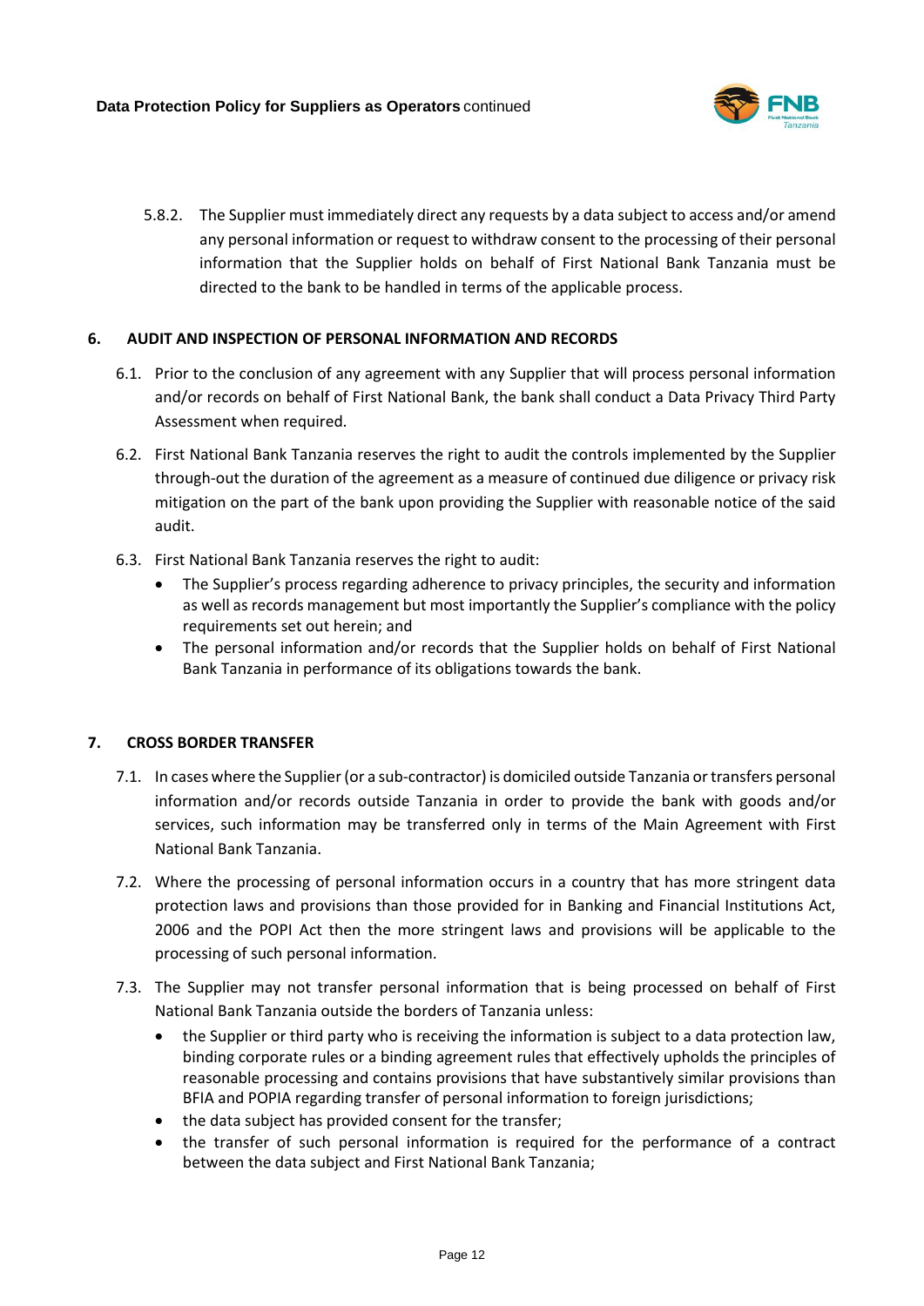5.8.2. The Supplier must immediately direct any requests by a data subject to access and/or amend any personal information or request to withdraw consent to the processing of their personal information that the Supplier holds on behalf of First National Bank Tanzania must be directed to the bank to be handled in terms of the applicable process.

## 6. AUDIT AND INSPECTION OF PERSONAL INFORMATION AND RECORDS

6.1. Prior to the conclusion of any agreement with any Supplier that will process personal information and/or records on behalf of First National Bank, the bank shall conduct a Data Privacy Third Party Assessment when required.

6.2. First National Bank Tanzania reserves the right to audit the controls implemented by the Supplier through-out the duration of the agreement as a measure of continued due diligence or privacy risk mitigation on the part of the bank upon providing the Supplier with reasonable notice of the said audit.

6.3. First National Bank Tanzania reserves the right to audit:

- The Supplier's process regarding adherence to privacy principles, the security and information as well as records management but most importantly the Supplier's compliance with the policy requirements set out herein; and
- The personal information and/or records that the Supplier holds on behalf of First National Bank Tanzania in performance of its obligations towards the bank.

## 7. CROSS BORDER TRANSFER

7.1. In cases where the Supplier (or a sub-contractor) is domiciled outside Tanzania or transfers personal information and/or records outside Tanzania in order to provide the bank with goods and/or services, such information may be transferred only in terms of the Main Agreement with First National Bank Tanzania.

7.2. Where the processing of personal information occurs in a country that has more stringent data protection laws and provisions than those provided for in Banking and Financial Institutions Act, 2006 and the POPI Act then the more stringent laws and provisions will be applicable to the processing of such personal information.

7.3. The Supplier may not transfer personal information that is being processed on behalf of First National Bank Tanzania outside the borders of Tanzania unless:

- the Supplier or third party who is receiving the information is subject to a data protection law, binding corporate rules or a binding agreement rules that effectively upholds the principles of reasonable processing and contains provisions that have substantively similar provisions than BFIA and POPIA regarding transfer of personal information to foreign jurisdictions;
- the data subject has provided consent for the transfer;
- the transfer of such personal information is required for the performance of a contract between the data subject and First National Bank Tanzania;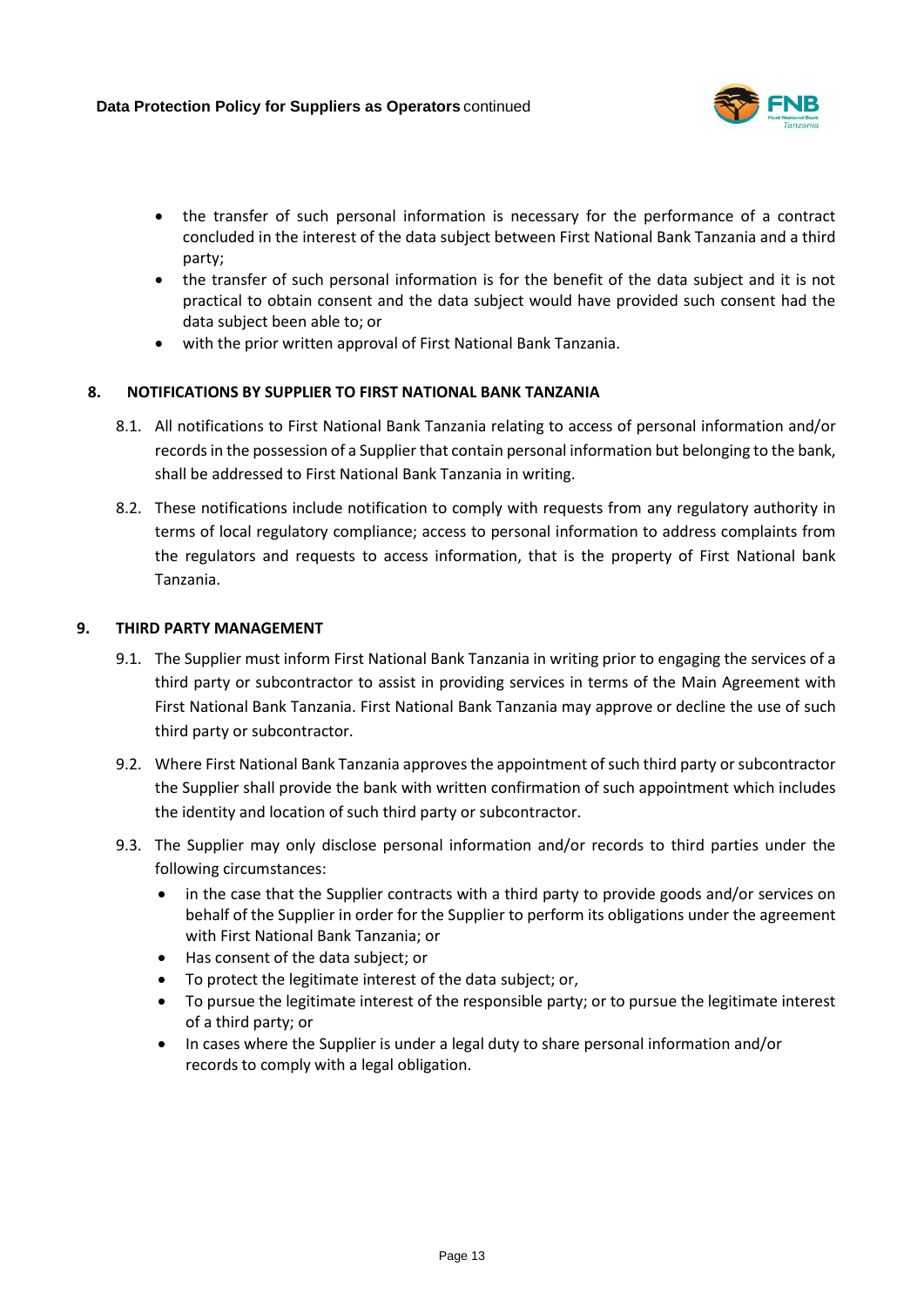- the transfer of such personal information is necessary for the performance of a contract concluded in the interest of the data subject between First National Bank Tanzania and a third party;
- the transfer of such personal information is for the benefit of the data subject and it is not practical to obtain consent and the data subject would have provided such consent had the data subject been able to; or
- with the prior written approval of First National Bank Tanzania.

## 8. NOTIFICATIONS BY SUPPLIER TO FIRST NATIONAL BANK TANZANIA

8.1. All notifications to First National Bank Tanzania relating to access of personal information and/or records in the possession of a Supplier that contain personal information but belonging to the bank, shall be addressed to First National Bank Tanzania in writing.

8.2. These notifications include notification to comply with requests from any regulatory authority in terms of local regulatory compliance; access to personal information to address complaints from the regulators and requests to access information, that is the property of First National bank Tanzania.

## 9. THIRD PARTY MANAGEMENT

9.1. The Supplier must inform First National Bank Tanzania in writing prior to engaging the services of a third party or subcontractor to assist in providing services in terms of the Main Agreement with First National Bank Tanzania. First National Bank Tanzania may approve or decline the use of such third party or subcontractor.

9.2. Where First National Bank Tanzania approves the appointment of such third party or subcontractor the Supplier shall provide the bank with written confirmation of such appointment which includes the identity and location of such third party or subcontractor.

9.3. The Supplier may only disclose personal information and/or records to third parties under the following circumstances:

- in the case that the Supplier contracts with a third party to provide goods and/or services on behalf of the Supplier in order for the Supplier to perform its obligations under the agreement with First National Bank Tanzania; or
- Has consent of the data subject; or
- To protect the legitimate interest of the data subject; or,
- To pursue the legitimate interest of the responsible party; or to pursue the legitimate interest of a third party; or
- In cases where the Supplier is under a legal duty to share personal information and/or records to comply with a legal obligation.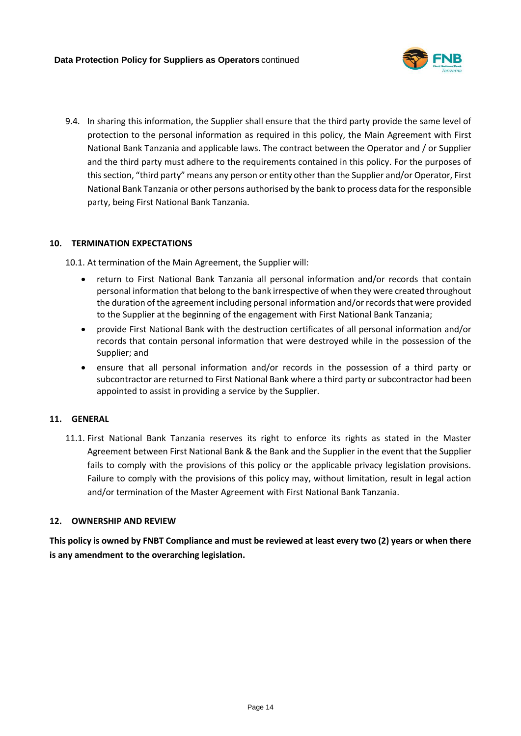9.4. In sharing this information, the Supplier shall ensure that the third party provide the same level of protection to the personal information as required in this policy, the Main Agreement with First National Bank Tanzania and applicable laws. The contract between the Operator and / or Supplier and the third party must adhere to the requirements contained in this policy. For the purposes of this section, "third party" means any person or entity other than the Supplier and/or Operator, First National Bank Tanzania or other persons authorised by the bank to process data for the responsible party, being First National Bank Tanzania.

## 10. TERMINATION EXPECTATIONS

10.1. At termination of the Main Agreement, the Supplier will:

- return to First National Bank Tanzania all personal information and/or records that contain personal information that belong to the bank irrespective of when they were created throughout the duration of the agreement including personal information and/or records that were provided to the Supplier at the beginning of the engagement with First National Bank Tanzania;
- provide First National Bank with the destruction certificates of all personal information and/or records that contain personal information that were destroyed while in the possession of the Supplier; and
- ensure that all personal information and/or records in the possession of a third party or subcontractor are returned to First National Bank where a third party or subcontractor had been appointed to assist in providing a service by the Supplier.

## 11. GENERAL

11.1. First National Bank Tanzania reserves its right to enforce its rights as stated in the Master Agreement between First National Bank & the Bank and the Supplier in the event that the Supplier fails to comply with the provisions of this policy or the applicable privacy legislation provisions. Failure to comply with the provisions of this policy may, without limitation, result in legal action and/or termination of the Master Agreement with First National Bank Tanzania.

## 12. OWNERSHIP AND REVIEW

**This policy is owned by FNBT Compliance and must be reviewed at least every two (2) years or when there is any amendment to the overarching legislation.**